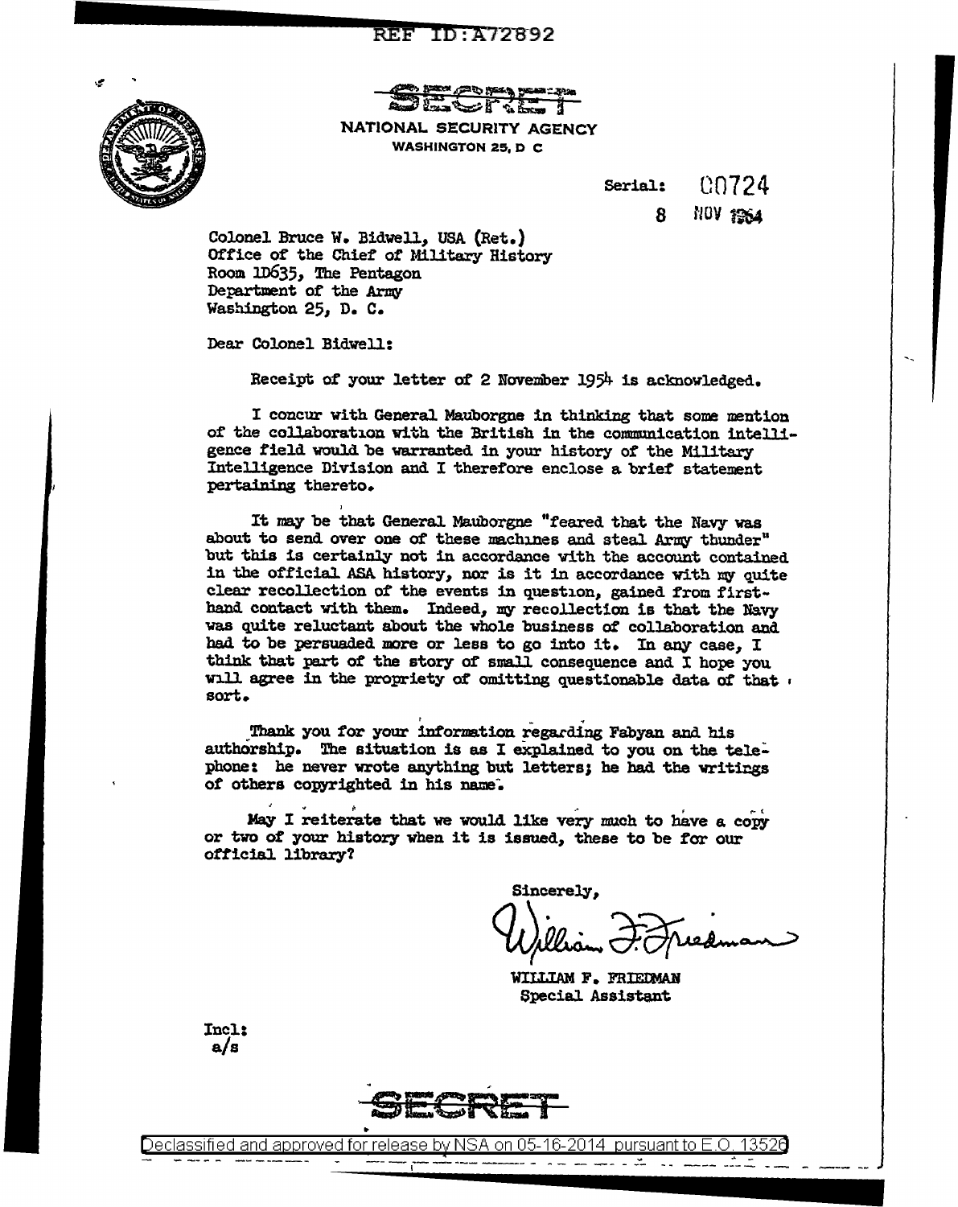REF ID:A72892

SECRET

NATIONAL SECURITY AGENCY
WASHINGTON 25, D C

Serial: 00724

8 NOV 1954

Colonel Bruce W. Bidwell, USA (Ret.)
Office of the Chief of Military History
Room 1D635, The Pentagon
Department of the Army
Washington 25, D. C.

Dear Colonel Bidwell:

Receipt of your letter of 2 November 1954 is acknowledged.

I concur with General Mauborgne in thinking that some mention of the collaboration with the British in the communication intelligence field would be warranted in your history of the Military Intelligence Division and I therefore enclose a brief statement pertaining thereto.

It may be that General Mauborgne "feared that the Navy was about to send over one of these machines and steal Army thunder" but this is certainly not in accordance with the account contained in the official ASA history, nor is it in accordance with my quite clear recollection of the events in question, gained from first-hand contact with them. Indeed, my recollection is that the Navy was quite reluctant about the whole business of collaboration and had to be persuaded more or less to go into it. In any case, I think that part of the story of small consequence and I hope you will agree in the propriety of omitting questionable data of that sort.

Thank you for your information regarding Fabyan and his authorship. The situation is as I explained to you on the telephone: he never wrote anything but letters; he had the writings of others copyrighted in his name.

May I reiterate that we would like very much to have a copy or two of your history when it is issued, these to be for our official library?

Sincerely,

William F. Friedman

WILLIAM F. FRIEDMAN
Special Assistant

Incl:
a/s

SECRET

Declassified and approved for release by NSA on 05-16-2014 pursuant to E.O. 13526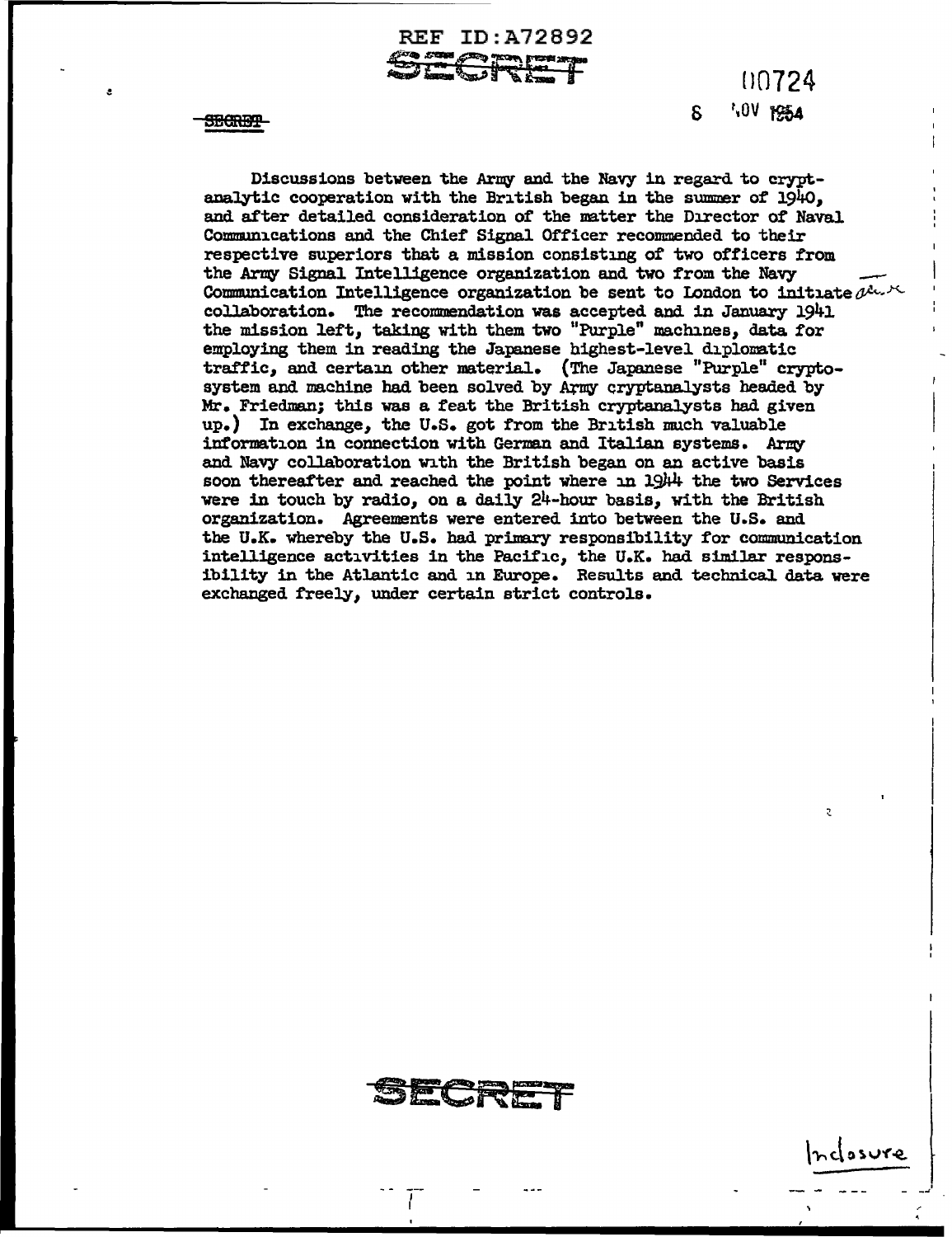REF ID:A72892

SECRET

SECRET

00724

8 NOV 1954

Discussions between the Army and the Navy in regard to cryptanalytic cooperation with the British began in the summer of 1940, and after detailed consideration of the matter the Director of Naval Communications and the Chief Signal Officer recommended to their respective superiors that a mission consisting of two officers from the Army Signal Intelligence organization and two from the Navy Communication Intelligence organization be sent to London to initiate such collaboration. The recommendation was accepted and in January 1941 the mission left, taking with them two "Purple" machines, data for employing them in reading the Japanese highest-level diplomatic traffic, and certain other material. (The Japanese "Purple" cryptosystem and machine had been solved by Army cryptanalysts headed by Mr. Friedman; this was a feat the British cryptanalysts had given up.) In exchange, the U.S. got from the British much valuable information in connection with German and Italian systems. Army and Navy collaboration with the British began on an active basis soon thereafter and reached the point where in 1944 the two Services were in touch by radio, on a daily 24-hour basis, with the British organization. Agreements were entered into between the U.S. and the U.K. whereby the U.S. had primary responsibility for communication intelligence activities in the Pacific, the U.K. had similar responsibility in the Atlantic and in Europe. Results and technical data were exchanged freely, under certain strict controls.

SECRET

Inclosure